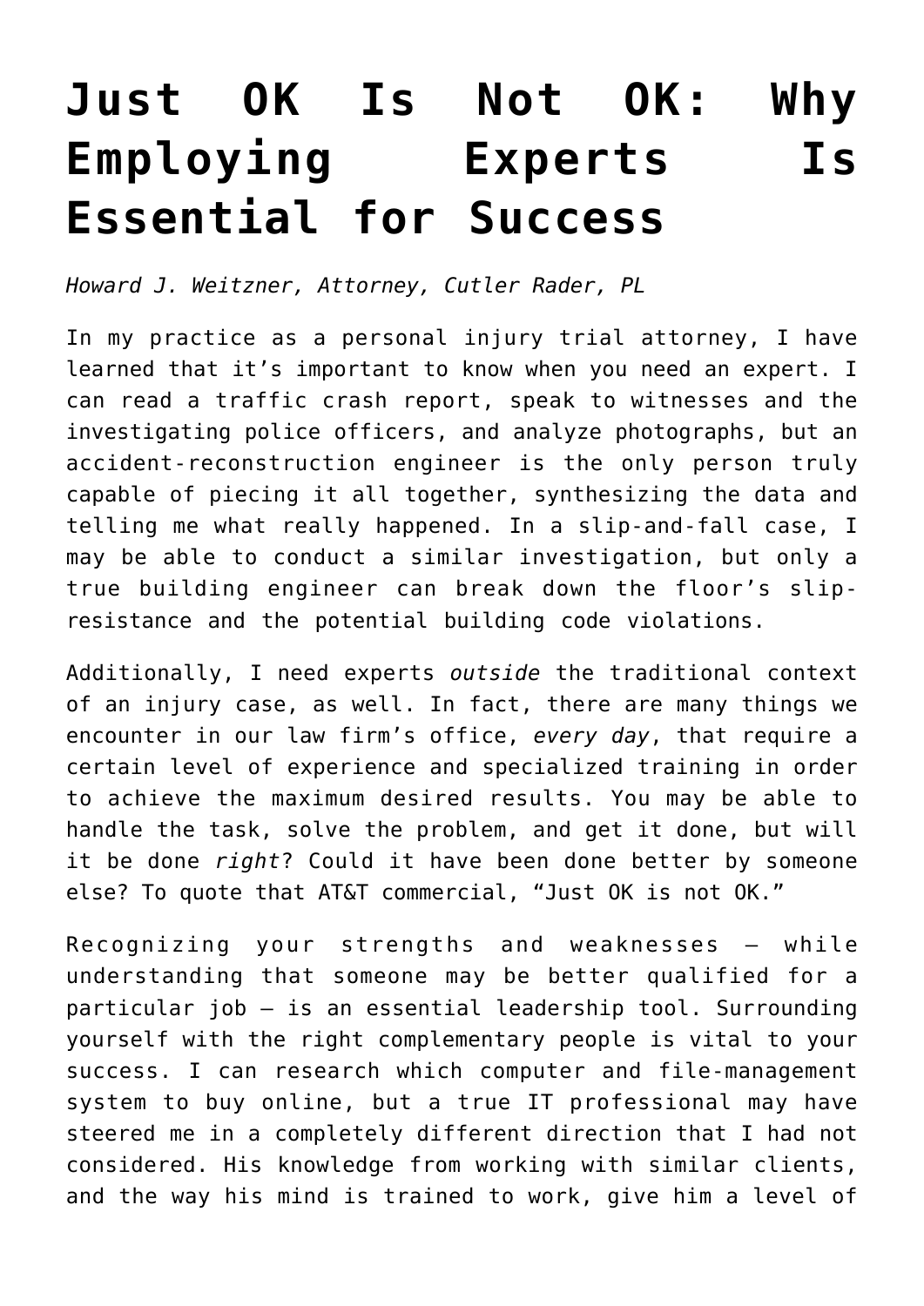# Just OK Is Not OK: Why Employing Experts Is Essential for Success

*Howard J. Weitzner, Attorney, Cutler Rader, PL*

In my practice as a personal injury trial attorney, I have learned that it's important to know when you need an expert. I can read a traffic crash report, speak to witnesses and the investigating police officers, and analyze photographs, but an accident-reconstruction engineer is the only person truly capable of piecing it all together, synthesizing the data and telling me what really happened. In a slip-and-fall case, I may be able to conduct a similar investigation, but only a true building engineer can break down the floor's slip-resistance and the potential building code violations.

Additionally, I need experts *outside* the traditional context of an injury case, as well. In fact, there are many things we encounter in our law firm's office, *every day*, that require a certain level of experience and specialized training in order to achieve the maximum desired results. You may be able to handle the task, solve the problem, and get it done, but will it be done *right*? Could it have been done better by someone else? To quote that AT&T commercial, "Just OK is not OK."

Recognizing your strengths and weaknesses – while understanding that someone may be better qualified for a particular job – is an essential leadership tool. Surrounding yourself with the right complementary people is vital to your success. I can research which computer and file-management system to buy online, but a true IT professional may have steered me in a completely different direction that I had not considered. His knowledge from working with similar clients, and the way his mind is trained to work, give him a level of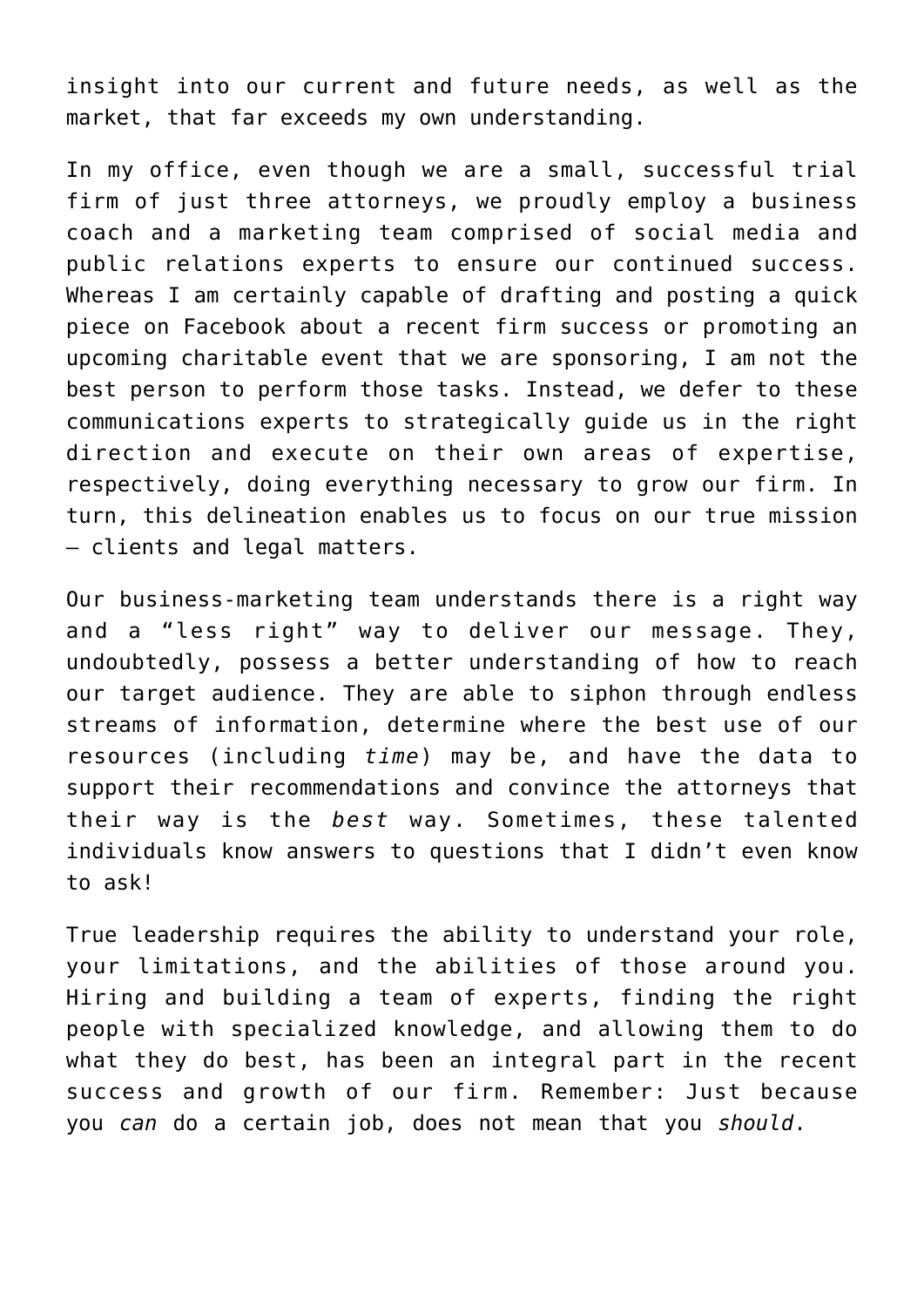insight into our current and future needs, as well as the market, that far exceeds my own understanding.

In my office, even though we are a small, successful trial firm of just three attorneys, we proudly employ a business coach and a marketing team comprised of social media and public relations experts to ensure our continued success. Whereas I am certainly capable of drafting and posting a quick piece on Facebook about a recent firm success or promoting an upcoming charitable event that we are sponsoring, I am not the best person to perform those tasks. Instead, we defer to these communications experts to strategically guide us in the right direction and execute on their own areas of expertise, respectively, doing everything necessary to grow our firm. In turn, this delineation enables us to focus on our true mission – clients and legal matters.

Our business-marketing team understands there is a right way and a "less right" way to deliver our message. They, undoubtedly, possess a better understanding of how to reach our target audience. They are able to siphon through endless streams of information, determine where the best use of our resources (including *time*) may be, and have the data to support their recommendations and convince the attorneys that their way is the *best* way. Sometimes, these talented individuals know answers to questions that I didn't even know to ask!

True leadership requires the ability to understand your role, your limitations, and the abilities of those around you. Hiring and building a team of experts, finding the right people with specialized knowledge, and allowing them to do what they do best, has been an integral part in the recent success and growth of our firm. Remember: Just because you *can* do a certain job, does not mean that you *should*.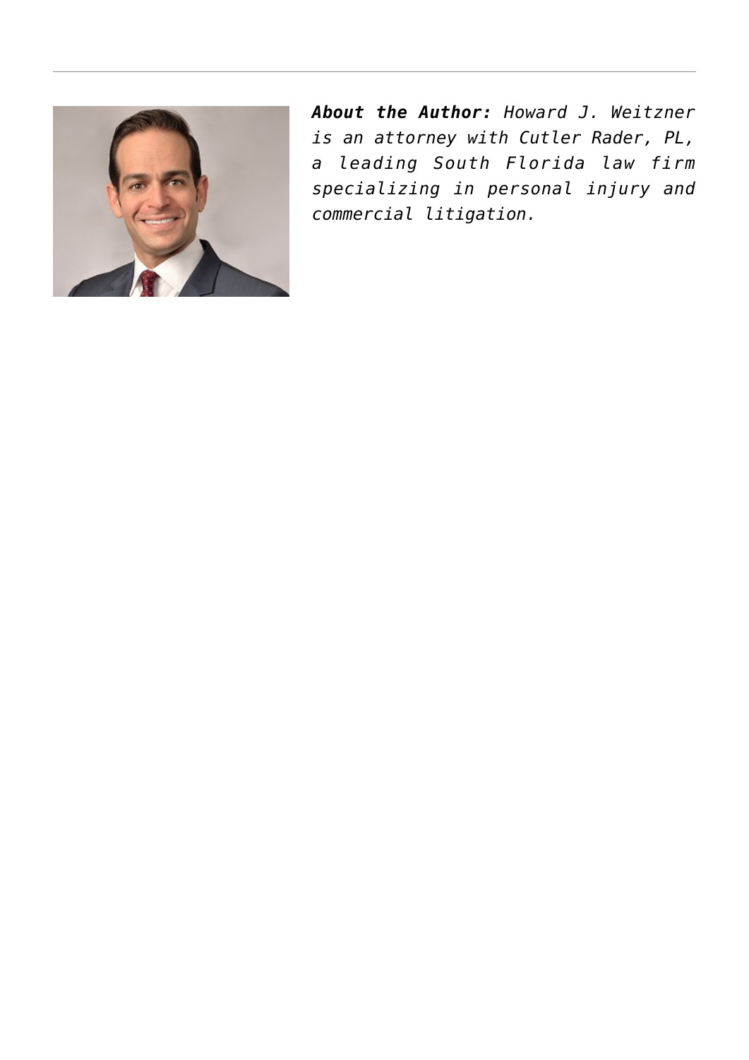---

***About the Author:*** *Howard J. Weitzner is an attorney with Cutler Rader, PL, a leading South Florida law firm specializing in personal injury and commercial litigation.*